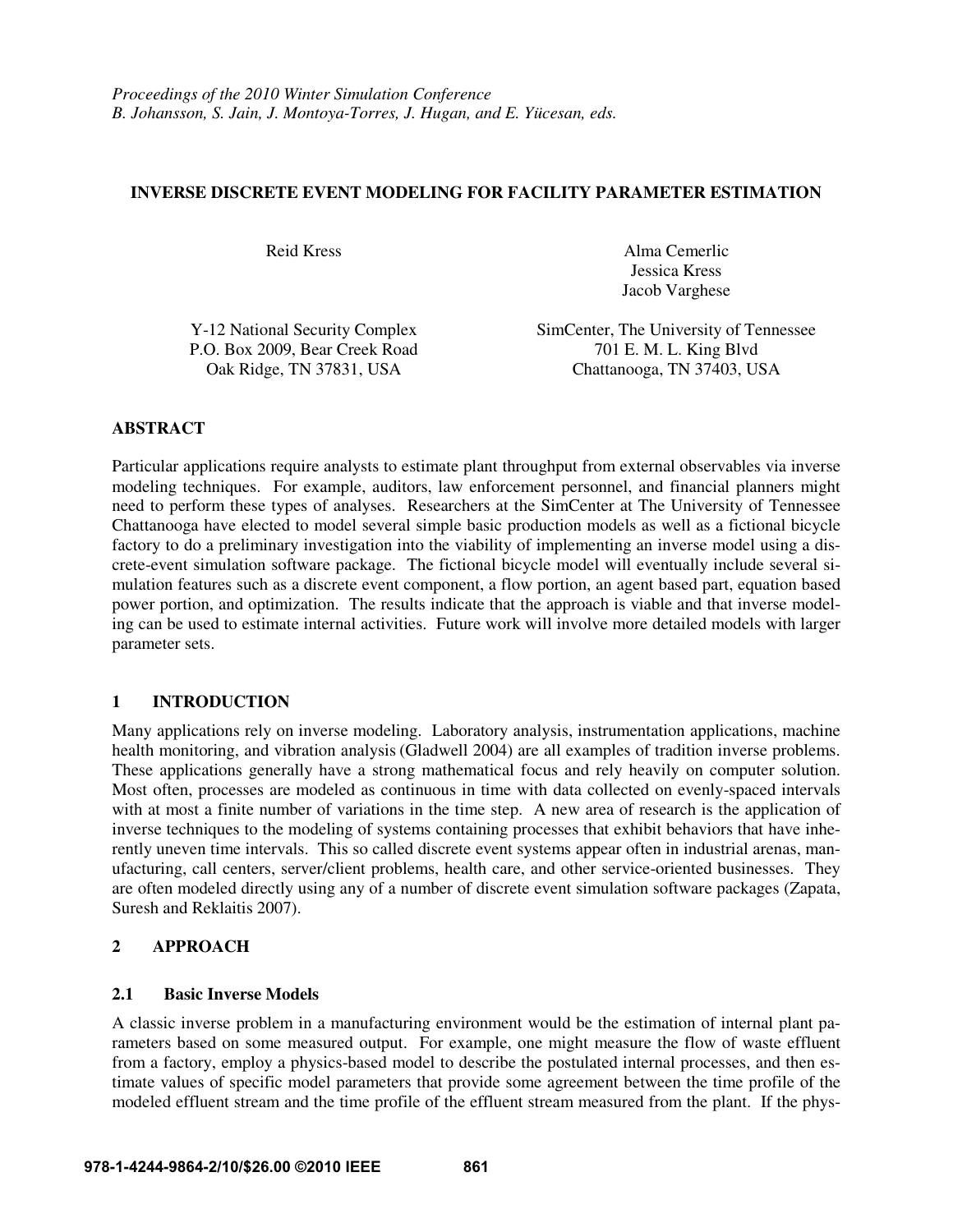*Proceedings of the 2010 Winter Simulation Conference*
*B. Johansson, S. Jain, J. Montoya-Torres, J. Hugan, and E. Yücesan, eds.*

# INVERSE DISCRETE EVENT MODELING FOR FACILITY PARAMETER ESTIMATION

Reid Kress

Y-12 National Security Complex
P.O. Box 2009, Bear Creek Road
Oak Ridge, TN 37831, USA

Alma Cemerlic
Jessica Kress
Jacob Varghese

SimCenter, The University of Tennessee
701 E. M. L. King Blvd
Chattanooga, TN 37403, USA

## ABSTRACT

Particular applications require analysts to estimate plant throughput from external observables via inverse modeling techniques. For example, auditors, law enforcement personnel, and financial planners might need to perform these types of analyses. Researchers at the SimCenter at The University of Tennessee Chattanooga have elected to model several simple basic production models as well as a fictional bicycle factory to do a preliminary investigation into the viability of implementing an inverse model using a discrete-event simulation software package. The fictional bicycle model will eventually include several simulation features such as a discrete event component, a flow portion, an agent based part, equation based power portion, and optimization. The results indicate that the approach is viable and that inverse modeling can be used to estimate internal activities. Future work will involve more detailed models with larger parameter sets.

## 1 INTRODUCTION

Many applications rely on inverse modeling. Laboratory analysis, instrumentation applications, machine health monitoring, and vibration analysis (Gladwell 2004) are all examples of tradition inverse problems. These applications generally have a strong mathematical focus and rely heavily on computer solution. Most often, processes are modeled as continuous in time with data collected on evenly-spaced intervals with at most a finite number of variations in the time step. A new area of research is the application of inverse techniques to the modeling of systems containing processes that exhibit behaviors that have inherently uneven time intervals. This so called discrete event systems appear often in industrial arenas, manufacturing, call centers, server/client problems, health care, and other service-oriented businesses. They are often modeled directly using any of a number of discrete event simulation software packages (Zapata, Suresh and Reklaitis 2007).

## 2 APPROACH

### 2.1 Basic Inverse Models

A classic inverse problem in a manufacturing environment would be the estimation of internal plant parameters based on some measured output. For example, one might measure the flow of waste effluent from a factory, employ a physics-based model to describe the postulated internal processes, and then estimate values of specific model parameters that provide some agreement between the time profile of the modeled effluent stream and the time profile of the effluent stream measured from the plant. If the phys-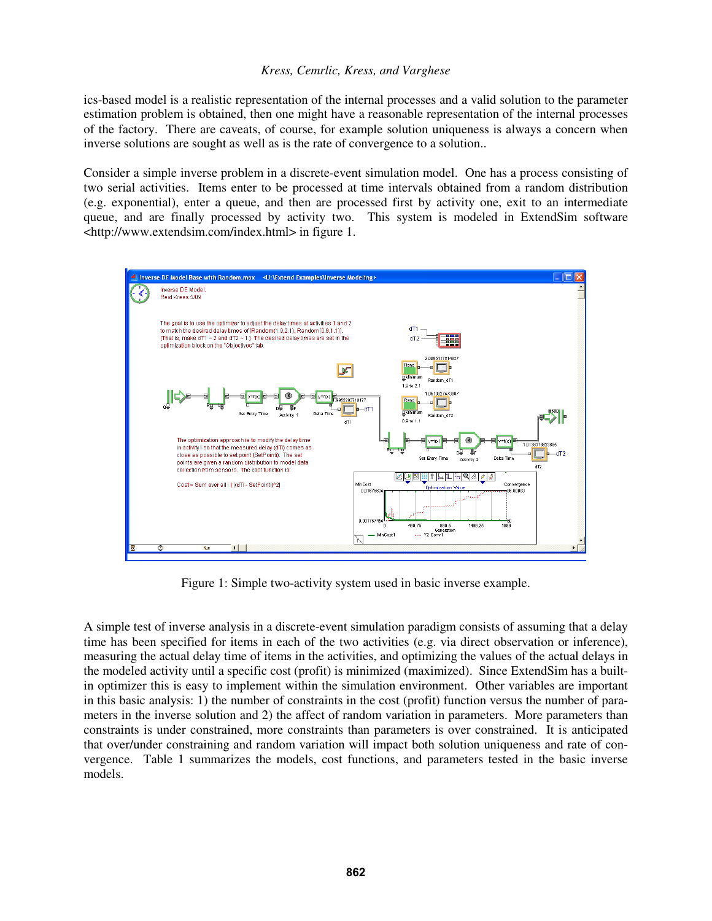ics-based model is a realistic representation of the internal processes and a valid solution to the parameter estimation problem is obtained, then one might have a reasonable representation of the internal processes of the factory. There are caveats, of course, for example solution uniqueness is always a concern when inverse solutions are sought as well as is the rate of convergence to a solution..

Consider a simple inverse problem in a discrete-event simulation model. One has a process consisting of two serial activities. Items enter to be processed at time intervals obtained from a random distribution (e.g. exponential), enter a queue, and then are processed first by activity one, exit to an intermediate queue, and are finally processed by activity two. This system is modeled in ExtendSim software <http://www.extendsim.com/index.html> in figure 1.

Figure 1: Simple two-activity system used in basic inverse example.

A simple test of inverse analysis in a discrete-event simulation paradigm consists of assuming that a delay time has been specified for items in each of the two activities (e.g. via direct observation or inference), measuring the actual delay time of items in the activities, and optimizing the values of the actual delays in the modeled activity until a specific cost (profit) is minimized (maximized). Since ExtendSim has a built-in optimizer this is easy to implement within the simulation environment. Other variables are important in this basic analysis: 1) the number of constraints in the cost (profit) function versus the number of parameters in the inverse solution and 2) the affect of random variation in parameters. More parameters than constraints is under constrained, more constraints than parameters is over constrained. It is anticipated that over/under constraining and random variation will impact both solution uniqueness and rate of convergence. Table 1 summarizes the models, cost functions, and parameters tested in the basic inverse models.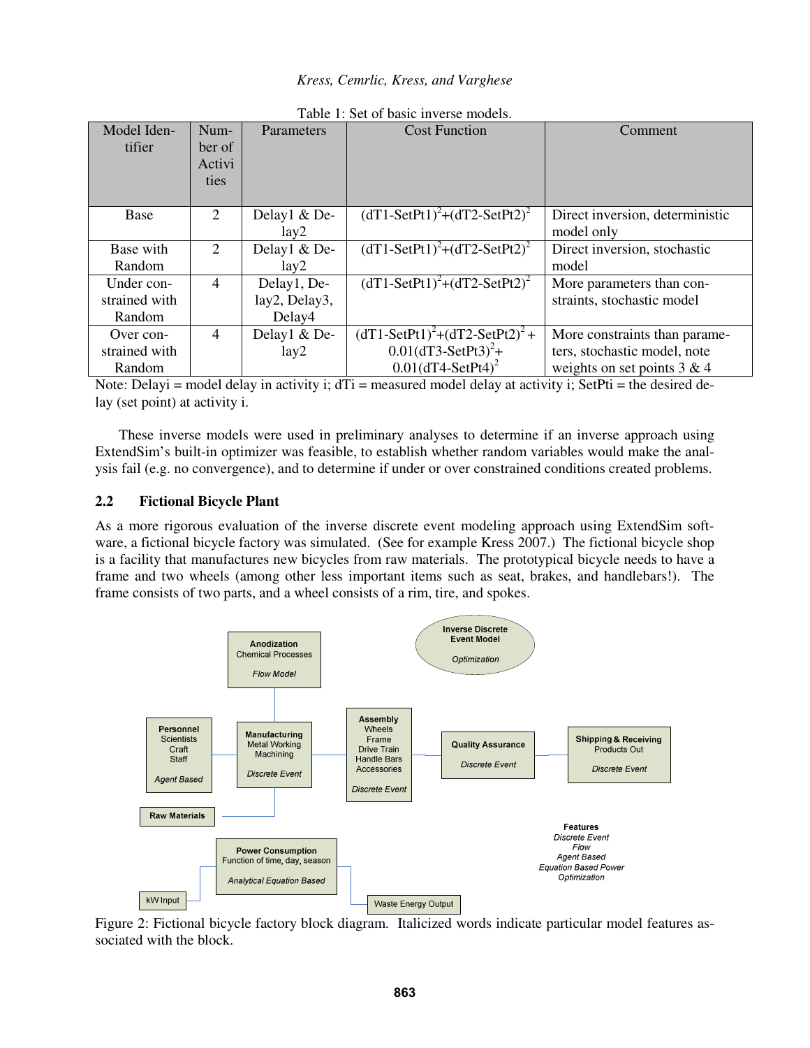Table 1: Set of basic inverse models.

| Model Identifier | Number of Activities | Parameters | Cost Function | Comment |
|---|---|---|---|---|
| Base | 2 | Delay1 & Delay2 | $(dT1\text{-}SetPt1)^2+(dT2\text{-}SetPt2)^2$ | Direct inversion, deterministic model only |
| Base with Random | 2 | Delay1 & Delay2 | $(dT1\text{-}SetPt1)^2+(dT2\text{-}SetPt2)^2$ | Direct inversion, stochastic model |
| Under constrained with Random | 4 | Delay1, Delay2, Delay3, Delay4 | $(dT1\text{-}SetPt1)^2+(dT2\text{-}SetPt2)^2$ | More parameters than constraints, stochastic model |
| Over constrained with Random | 4 | Delay1 & Delay2 | $(dT1\text{-}SetPt1)^2+(dT2\text{-}SetPt2)^2+0.01(dT3\text{-}SetPt3)^2+0.01(dT4\text{-}SetPt4)^2$ | More constraints than parameters, stochastic model, note weights on set points 3 & 4 |

Note: Delayi = model delay in activity i; dTi = measured model delay at activity i; SetPti = the desired delay (set point) at activity i.

These inverse models were used in preliminary analyses to determine if an inverse approach using ExtendSim's built-in optimizer was feasible, to establish whether random variables would make the analysis fail (e.g. no convergence), and to determine if under or over constrained conditions created problems.

## 2.2 Fictional Bicycle Plant

As a more rigorous evaluation of the inverse discrete event modeling approach using ExtendSim software, a fictional bicycle factory was simulated. (See for example Kress 2007.) The fictional bicycle shop is a facility that manufactures new bicycles from raw materials. The prototypical bicycle needs to have a frame and two wheels (among other less important items such as seat, brakes, and handlebars!). The frame consists of two parts, and a wheel consists of a rim, tire, and spokes.

Figure 2: Fictional bicycle factory block diagram. Italicized words indicate particular model features associated with the block.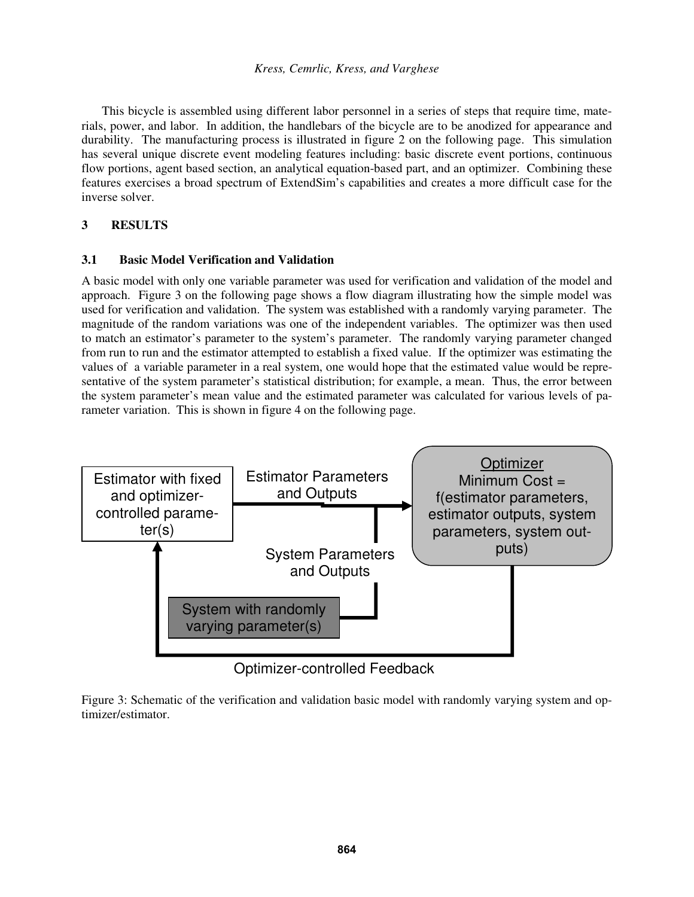This bicycle is assembled using different labor personnel in a series of steps that require time, materials, power, and labor. In addition, the handlebars of the bicycle are to be anodized for appearance and durability. The manufacturing process is illustrated in figure 2 on the following page. This simulation has several unique discrete event modeling features including: basic discrete event portions, continuous flow portions, agent based section, an analytical equation-based part, and an optimizer. Combining these features exercises a broad spectrum of ExtendSim's capabilities and creates a more difficult case for the inverse solver.

## 3 RESULTS

### 3.1 Basic Model Verification and Validation

A basic model with only one variable parameter was used for verification and validation of the model and approach. Figure 3 on the following page shows a flow diagram illustrating how the simple model was used for verification and validation. The system was established with a randomly varying parameter. The magnitude of the random variations was one of the independent variables. The optimizer was then used to match an estimator's parameter to the system's parameter. The randomly varying parameter changed from run to run and the estimator attempted to establish a fixed value. If the optimizer was estimating the values of a variable parameter in a real system, one would hope that the estimated value would be representative of the system parameter's statistical distribution; for example, a mean. Thus, the error between the system parameter's mean value and the estimated parameter was calculated for various levels of parameter variation. This is shown in figure 4 on the following page.

Estimator with fixed and optimizer-controlled parameter(s)

Estimator Parameters and Outputs

Optimizer
Minimum Cost = f(estimator parameters, estimator outputs, system parameters, system outputs)

System Parameters and Outputs

System with randomly varying parameter(s)

Optimizer-controlled Feedback

Figure 3: Schematic of the verification and validation basic model with randomly varying system and optimizer/estimator.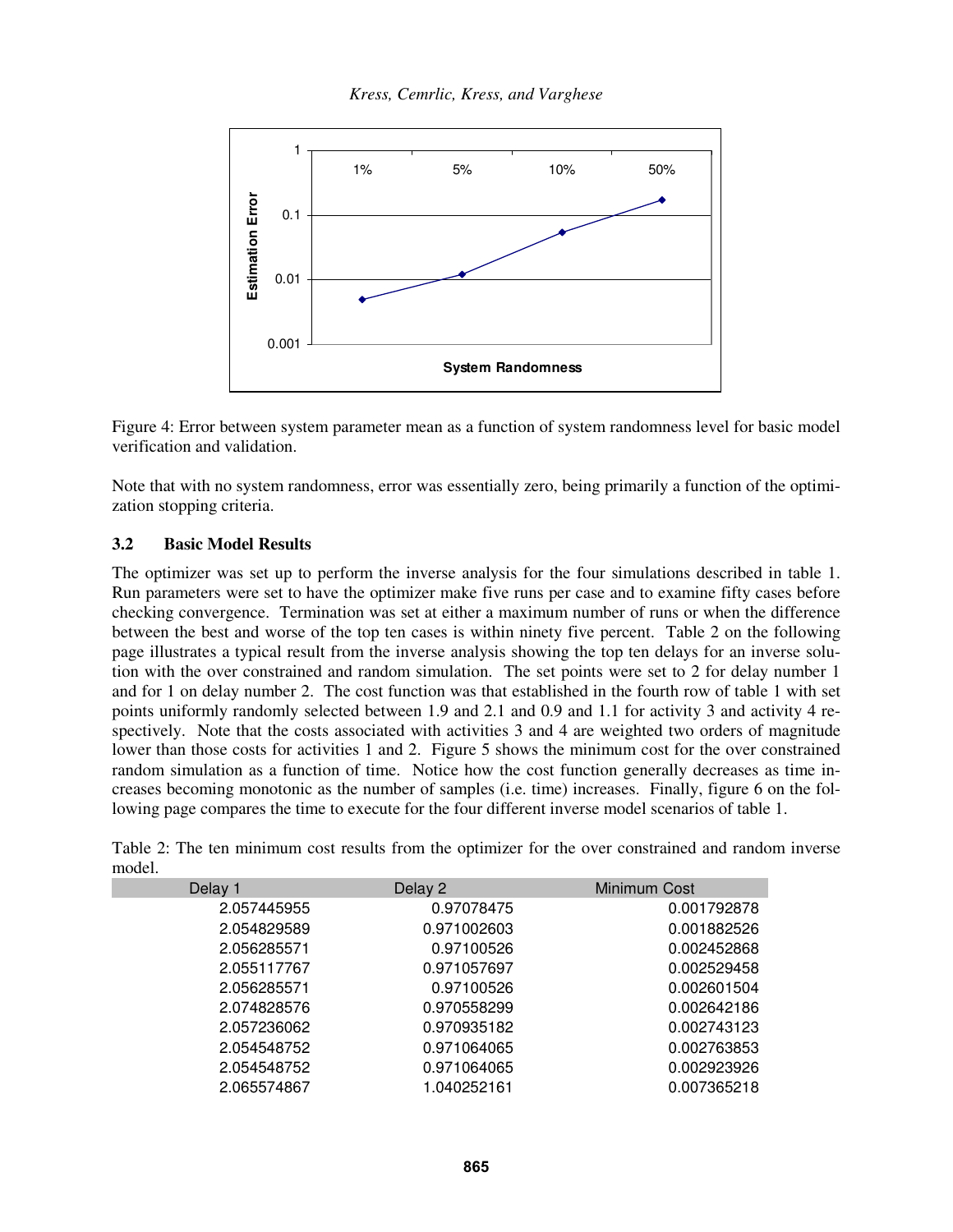Figure 4: Error between system parameter mean as a function of system randomness level for basic model verification and validation.

Note that with no system randomness, error was essentially zero, being primarily a function of the optimization stopping criteria.

### 3.2 Basic Model Results

The optimizer was set up to perform the inverse analysis for the four simulations described in table 1. Run parameters were set to have the optimizer make five runs per case and to examine fifty cases before checking convergence. Termination was set at either a maximum number of runs or when the difference between the best and worse of the top ten cases is within ninety five percent. Table 2 on the following page illustrates a typical result from the inverse analysis showing the top ten delays for an inverse solution with the over constrained and random simulation. The set points were set to 2 for delay number 1 and for 1 on delay number 2. The cost function was that established in the fourth row of table 1 with set points uniformly randomly selected between 1.9 and 2.1 and 0.9 and 1.1 for activity 3 and activity 4 respectively. Note that the costs associated with activities 3 and 4 are weighted two orders of magnitude lower than those costs for activities 1 and 2. Figure 5 shows the minimum cost for the over constrained random simulation as a function of time. Notice how the cost function generally decreases as time increases becoming monotonic as the number of samples (i.e. time) increases. Finally, figure 6 on the following page compares the time to execute for the four different inverse model scenarios of table 1.

Table 2: The ten minimum cost results from the optimizer for the over constrained and random inverse model.

| Delay 1 | Delay 2 | Minimum Cost |
|---|---|---|
| 2.057445955 | 0.97078475 | 0.001792878 |
| 2.054829589 | 0.971002603 | 0.001882526 |
| 2.056285571 | 0.97100526 | 0.002452868 |
| 2.055117767 | 0.971057697 | 0.002529458 |
| 2.056285571 | 0.97100526 | 0.002601504 |
| 2.074828576 | 0.970558299 | 0.002642186 |
| 2.057236062 | 0.970935182 | 0.002743123 |
| 2.054548752 | 0.971064065 | 0.002763853 |
| 2.054548752 | 0.971064065 | 0.002923926 |
| 2.065574867 | 1.040252161 | 0.007365218 |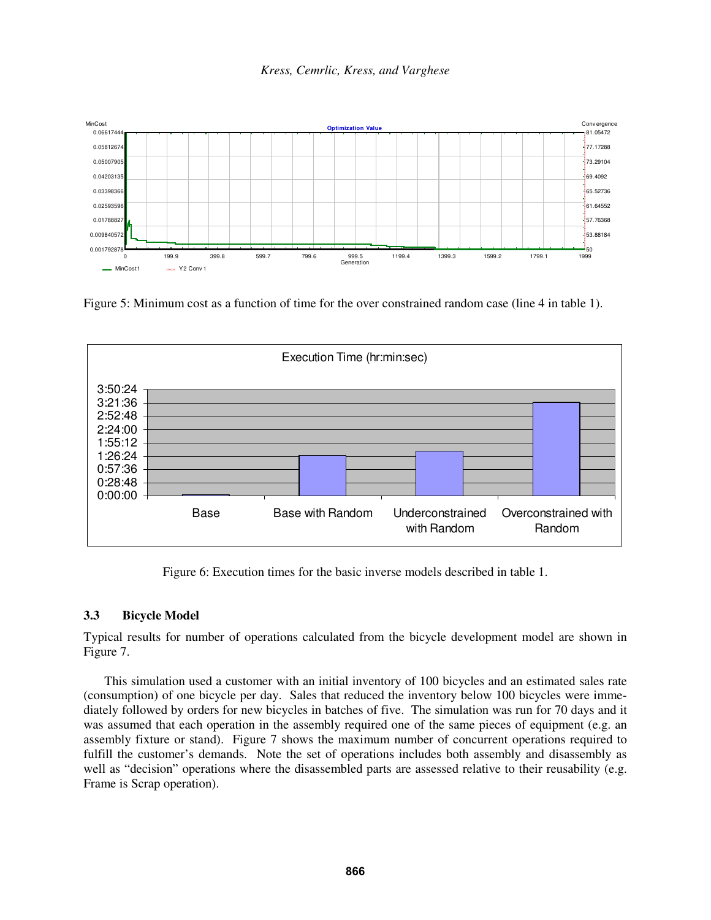Figure 5: Minimum cost as a function of time for the over constrained random case (line 4 in table 1).

Figure 6: Execution times for the basic inverse models described in table 1.

### 3.3 Bicycle Model

Typical results for number of operations calculated from the bicycle development model are shown in Figure 7.

This simulation used a customer with an initial inventory of 100 bicycles and an estimated sales rate (consumption) of one bicycle per day. Sales that reduced the inventory below 100 bicycles were immediately followed by orders for new bicycles in batches of five. The simulation was run for 70 days and it was assumed that each operation in the assembly required one of the same pieces of equipment (e.g. an assembly fixture or stand). Figure 7 shows the maximum number of concurrent operations required to fulfill the customer's demands. Note the set of operations includes both assembly and disassembly as well as "decision" operations where the disassembled parts are assessed relative to their reusability (e.g. Frame is Scrap operation).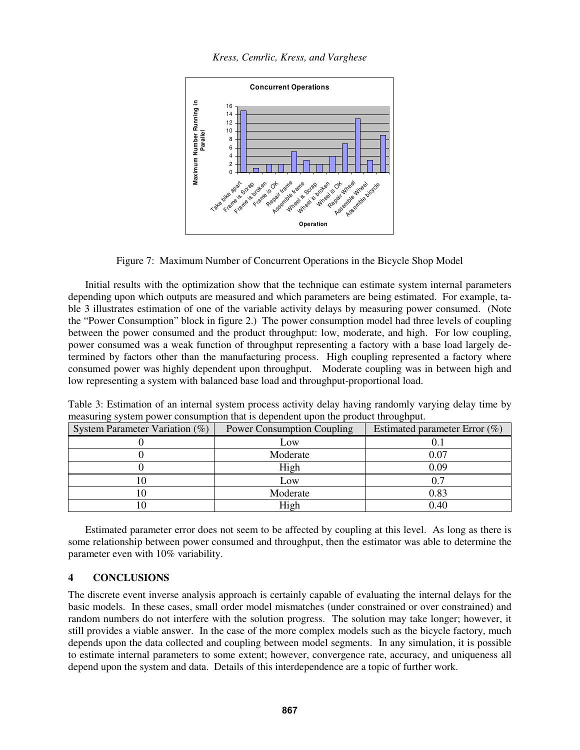Figure 7: Maximum Number of Concurrent Operations in the Bicycle Shop Model

Initial results with the optimization show that the technique can estimate system internal parameters depending upon which outputs are measured and which parameters are being estimated. For example, table 3 illustrates estimation of one of the variable activity delays by measuring power consumed. (Note the "Power Consumption" block in figure 2.) The power consumption model had three levels of coupling between the power consumed and the product throughput: low, moderate, and high. For low coupling, power consumed was a weak function of throughput representing a factory with a base load largely determined by factors other than the manufacturing process. High coupling represented a factory where consumed power was highly dependent upon throughput. Moderate coupling was in between high and low representing a system with balanced base load and throughput-proportional load.

Table 3: Estimation of an internal system process activity delay having randomly varying delay time by measuring system power consumption that is dependent upon the product throughput.

| System Parameter Variation (%) | Power Consumption Coupling | Estimated parameter Error (%) |
|---|---|---|
| 0 | Low | 0.1 |
| 0 | Moderate | 0.07 |
| 0 | High | 0.09 |
| 10 | Low | 0.7 |
| 10 | Moderate | 0.83 |
| 10 | High | 0.40 |

Estimated parameter error does not seem to be affected by coupling at this level. As long as there is some relationship between power consumed and throughput, then the estimator was able to determine the parameter even with 10% variability.

## 4 CONCLUSIONS

The discrete event inverse analysis approach is certainly capable of evaluating the internal delays for the basic models. In these cases, small order model mismatches (under constrained or over constrained) and random numbers do not interfere with the solution progress. The solution may take longer; however, it still provides a viable answer. In the case of the more complex models such as the bicycle factory, much depends upon the data collected and coupling between model segments. In any simulation, it is possible to estimate internal parameters to some extent; however, convergence rate, accuracy, and uniqueness all depend upon the system and data. Details of this interdependence are a topic of further work.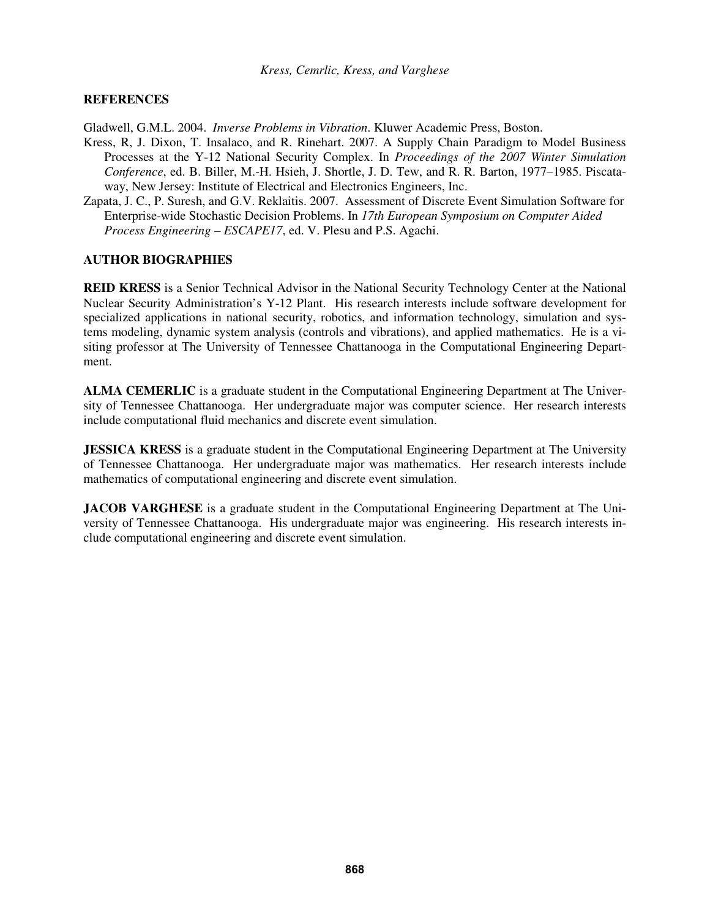## REFERENCES

Gladwell, G.M.L. 2004. *Inverse Problems in Vibration*. Kluwer Academic Press, Boston.

Kress, R, J. Dixon, T. Insalaco, and R. Rinehart. 2007. A Supply Chain Paradigm to Model Business Processes at the Y-12 National Security Complex. In *Proceedings of the 2007 Winter Simulation Conference*, ed. B. Biller, M.-H. Hsieh, J. Shortle, J. D. Tew, and R. R. Barton, 1977–1985. Piscataway, New Jersey: Institute of Electrical and Electronics Engineers, Inc.

Zapata, J. C., P. Suresh, and G.V. Reklaitis. 2007. Assessment of Discrete Event Simulation Software for Enterprise-wide Stochastic Decision Problems. In *17th European Symposium on Computer Aided Process Engineering – ESCAPE17*, ed. V. Plesu and P.S. Agachi.

## AUTHOR BIOGRAPHIES

**REID KRESS** is a Senior Technical Advisor in the National Security Technology Center at the National Nuclear Security Administration's Y-12 Plant. His research interests include software development for specialized applications in national security, robotics, and information technology, simulation and systems modeling, dynamic system analysis (controls and vibrations), and applied mathematics. He is a visiting professor at The University of Tennessee Chattanooga in the Computational Engineering Department.

**ALMA CEMERLIC** is a graduate student in the Computational Engineering Department at The University of Tennessee Chattanooga. Her undergraduate major was computer science. Her research interests include computational fluid mechanics and discrete event simulation.

**JESSICA KRESS** is a graduate student in the Computational Engineering Department at The University of Tennessee Chattanooga. Her undergraduate major was mathematics. Her research interests include mathematics of computational engineering and discrete event simulation.

**JACOB VARGHESE** is a graduate student in the Computational Engineering Department at The University of Tennessee Chattanooga. His undergraduate major was engineering. His research interests include computational engineering and discrete event simulation.